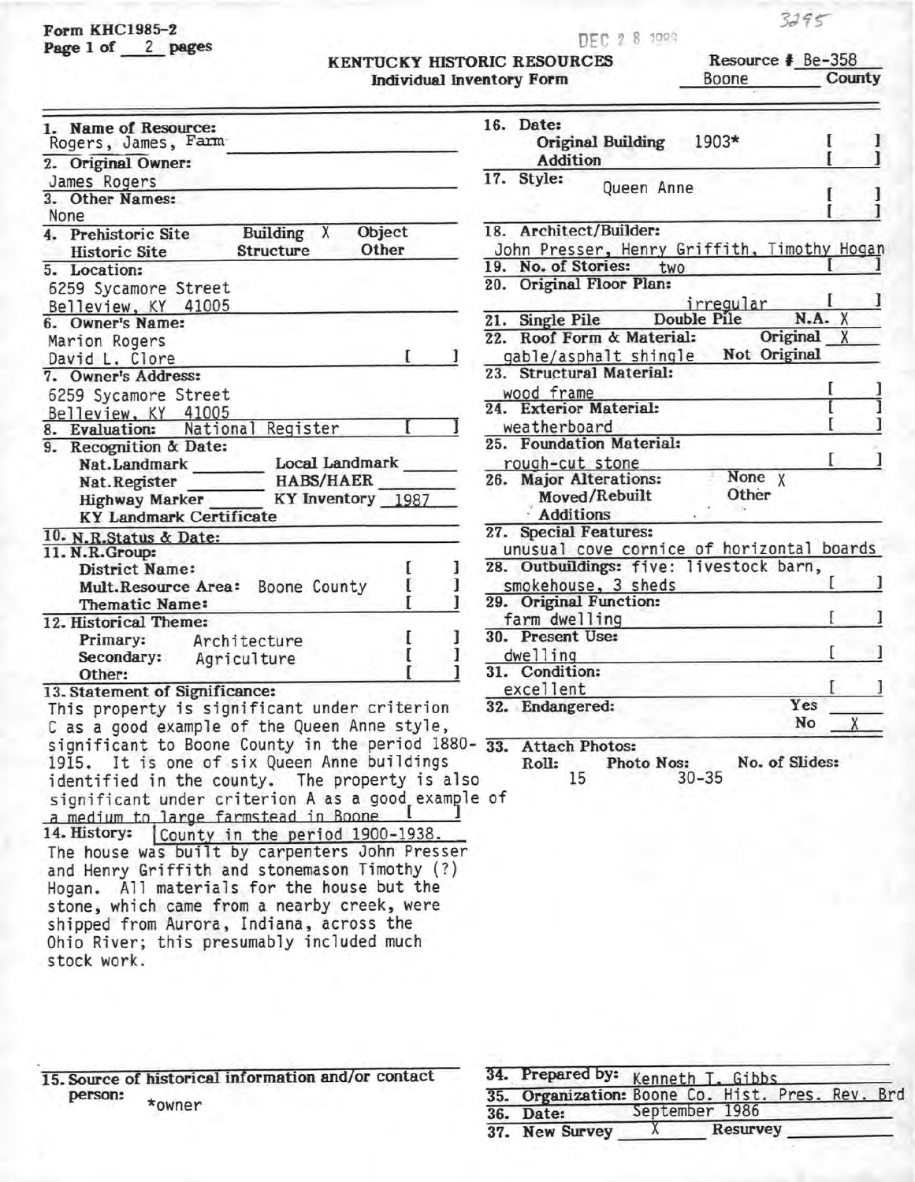Form KHC1985-2
Page 1 of 2 pages

DEC 28 1989

3295

**KENTUCKY HISTORIC RESOURCES**
**Individual Inventory Form**

Resource # Be-358
Boone County

**1. Name of Resource:**
Rogers, James, Farm

**2. Original Owner:**
James Rogers

**3. Other Names:**
None

**4.** Prehistoric Site — Building X — Object — Historic Site — Structure — Other

**5. Location:**
6259 Sycamore Street
Belleview, KY 41005

**6. Owner's Name:**
Marion Rogers
David L. Clore [ ]

**7. Owner's Address:**
6259 Sycamore Street
Belleview, KY 41005

**8. Evaluation:** National Register [ ]

**9. Recognition & Date:**
Nat.Landmark ____ Local Landmark ____
Nat.Register ____ HABS/HAER ____
Highway Marker ____ KY Inventory 1987
KY Landmark Certificate

**10. N.R.Status & Date:**

**11. N.R.Group:**
District Name: [ ]
Mult.Resource Area: Boone County [ ]
Thematic Name: [ ]

**12. Historical Theme:**
Primary: Architecture [ ]
Secondary: Agriculture [ ]
Other: [ ]

**13. Statement of Significance:**
This property is significant under criterion C as a good example of the Queen Anne style, significant to Boone County in the period 1880-1915. It is one of six Queen Anne buildings identified in the county. The property is also significant under criterion A as a good example of a medium to large farmstead in Boone County in the period 1900-1938. [ ]

**14. History:**
The house was built by carpenters John Presser and Henry Griffith and stonemason Timothy (?) Hogan. All materials for the house but the stone, which came from a nearby creek, were shipped from Aurora, Indiana, across the Ohio River; this presumably included much stock work.

**16. Date:**
Original Building 1903* [ ]
Addition [ ]

**17. Style:** Queen Anne [ ]

**18. Architect/Builder:**
John Presser, Henry Griffith, Timothy Hogan

**19. No. of Stories:** two [ ]

**20. Original Floor Plan:** irregular [ ]

**21.** Single Pile — Double Pile — N.A. X

**22. Roof Form & Material:** gable/asphalt shingle — Original X — Not Original

**23. Structural Material:** wood frame [ ]

**24. Exterior Material:** weatherboard [ ]

**25. Foundation Material:** rough-cut stone [ ]

**26. Major Alterations:** None X — Moved/Rebuilt — Other — Additions

**27. Special Features:**
unusual cove cornice of horizontal boards

**28. Outbuildings:** five: livestock barn, smokehouse, 3 sheds [ ]

**29. Original Function:** farm dwelling [ ]

**30. Present Use:** dwelling [ ]

**31. Condition:** excellent [ ]

**32. Endangered:** Yes ____ No X

**33. Attach Photos:**
Roll: 15 — Photo Nos: 30-35 — No. of Slides:

**15. Source of historical information and/or contact person:**
*owner

**34. Prepared by:** Kenneth T. Gibbs
**35. Organization:** Boone Co. Hist. Pres. Rev. Brd
**36. Date:** September 1986
**37. New Survey** X **Resurvey** ____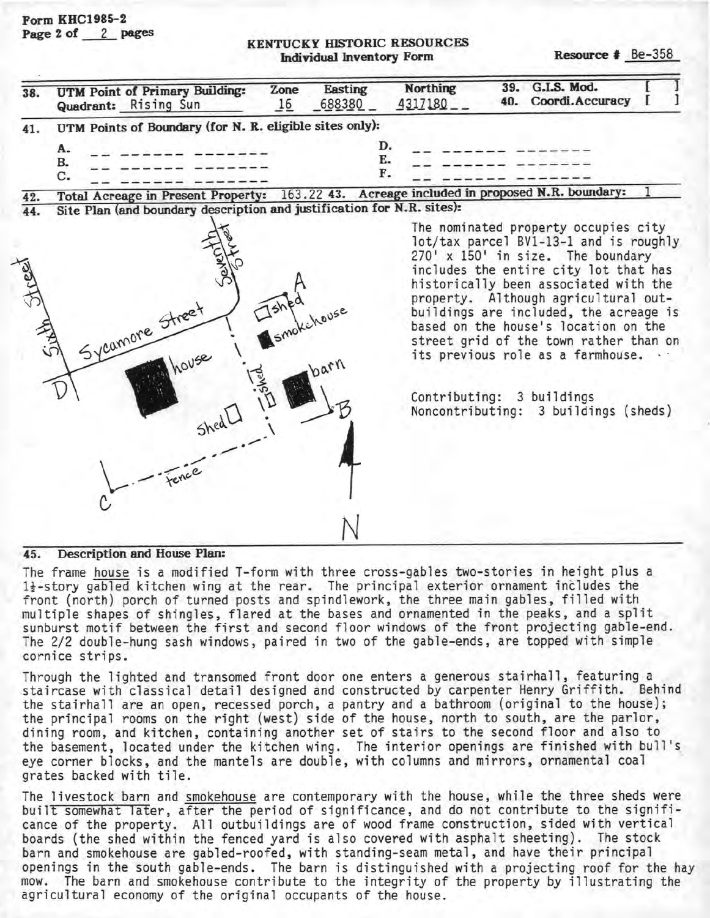**Form KHC1985-2**
**Page 2 of 2 pages**

**KENTUCKY HISTORIC RESOURCES**
**Individual Inventory Form**

**Resource #** Be-358

| 38. UTM Point of Primary Building: | Zone | Easting | Northing | 39. G.I.S. Mod. [ ] |
|---|---|---|---|---|
| Quadrant: Rising Sun | 16 | 688380 _ | 4317180 _ _ | 40. Coordi.Accuracy [ ] |

**41. UTM Points of Boundary (for N. R. eligible sites only):**

A. __ ______ _______
B. __ ______ _______
C. __ ______ _______
D. __ ______ _______
E. __ ______ _______
F. __ ______ _______

**42. Total Acreage in Present Property:** 163.22 **43. Acreage included in proposed N.R. boundary:** 1

**44. Site Plan (and boundary description and justification for N.R. sites):**

The nominated property occupies city lot/tax parcel BV1-13-1 and is roughly 270' x 150' in size. The boundary includes the entire city lot that has historically been associated with the property. Although agricultural outbuildings are included, the acreage is based on the house's location on the street grid of the town rather than on its previous role as a farmhouse.

Contributing: 3 buildings
Noncontributing: 3 buildings (sheds)

**45. Description and House Plan:**

The frame house is a modified T-form with three cross-gables two-stories in height plus a 1½-story gabled kitchen wing at the rear. The principal exterior ornament includes the front (north) porch of turned posts and spindlework, the three main gables, filled with multiple shapes of shingles, flared at the bases and ornamented in the peaks, and a split sunburst motif between the first and second floor windows of the front projecting gable-end. The 2/2 double-hung sash windows, paired in two of the gable-ends, are topped with simple cornice strips.

Through the lighted and transomed front door one enters a generous stairhall, featuring a staircase with classical detail designed and constructed by carpenter Henry Griffith. Behind the stairhall are an open, recessed porch, a pantry and a bathroom (original to the house); the principal rooms on the right (west) side of the house, north to south, are the parlor, dining room, and kitchen, containing another set of stairs to the second floor and also to the basement, located under the kitchen wing. The interior openings are finished with bull's eye corner blocks, and the mantels are double, with columns and mirrors, ornamental coal grates backed with tile.

The livestock barn and smokehouse are contemporary with the house, while the three sheds were built somewhat later, after the period of significance, and do not contribute to the significance of the property. All outbuildings are of wood frame construction, sided with vertical boards (the shed within the fenced yard is also covered with asphalt sheeting). The stock barn and smokehouse are gabled-roofed, with standing-seam metal, and have their principal openings in the south gable-ends. The barn is distinguished with a projecting roof for the hay mow. The barn and smokehouse contribute to the integrity of the property by illustrating the agricultural economy of the original occupants of the house.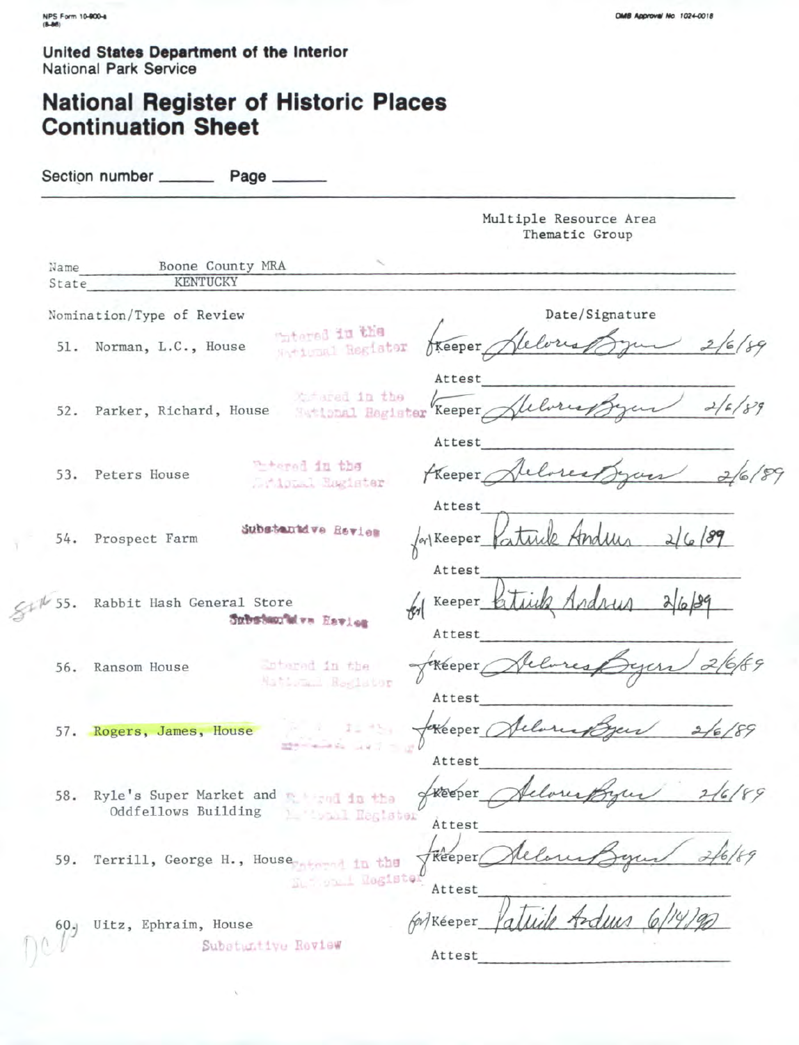NPS Form 10-900-a
(8-86)

OMB Approval No. 1024-0018

**United States Department of the Interior**
National Park Service

# National Register of Historic Places Continuation Sheet

Section number ______ Page ______

Multiple Resource Area
Thematic Group

Name: Boone County MRA
State: KENTUCKY

| Nomination/Type of Review | | Date/Signature |
|---|---|---|
| 51. Norman, L.C., House | Entered in the National Register | Keeper Delores Byers 2/6/89 |
| | | Attest |
| 52. Parker, Richard, House | Entered in the National Register | Keeper Delores Byers 2/6/89 |
| | | Attest |
| 53. Peters House | Entered in the National Register | Keeper Delores Byers 2/6/89 |
| | | Attest |
| 54. Prospect Farm | Substantive Review | for Keeper Patrick Andrus 2/6/89 |
| | | Attest |
| 55. Rabbit Hash General Store | Substantive Review | for Keeper Patrick Andrus 2/6/89 |
| | | Attest |
| 56. Ransom House | Entered in the National Register | Keeper Delores Byers 2/6/89 |
| | | Attest |
| 57. Rogers, James, House | Entered in the National Register | Keeper Delores Byers 2/6/89 |
| | | Attest |
| 58. Ryle's Super Market and Oddfellows Building | Entered in the National Register | Keeper Delores Byers 2/6/89 |
| | | Attest |
| 59. Terrill, George H., House | Entered in the National Register | Keeper Delores Byers 2/6/89 |
| | | Attest |
| 60. Uitz, Ephraim, House | Substantive Review | for Keeper Patrick Andrus 6/14/90 |
| | | Attest |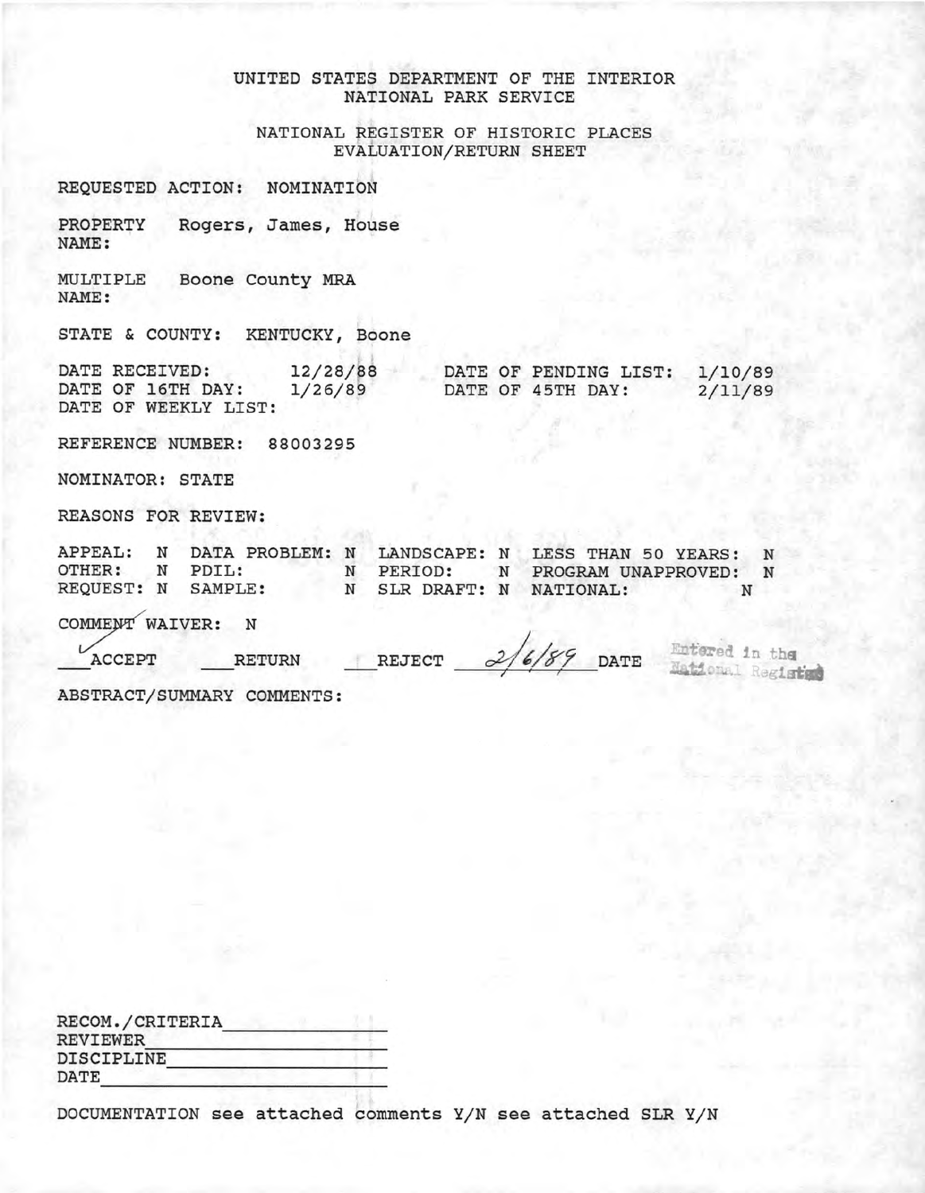UNITED STATES DEPARTMENT OF THE INTERIOR
NATIONAL PARK SERVICE

NATIONAL REGISTER OF HISTORIC PLACES
EVALUATION/RETURN SHEET

REQUESTED ACTION: NOMINATION

PROPERTY NAME: Rogers, James, House

MULTIPLE NAME: Boone County MRA

STATE & COUNTY: KENTUCKY, Boone

DATE RECEIVED: 12/28/88 DATE OF PENDING LIST: 1/10/89
DATE OF 16TH DAY: 1/26/89 DATE OF 45TH DAY: 2/11/89
DATE OF WEEKLY LIST:

REFERENCE NUMBER: 88003295

NOMINATOR: STATE

REASONS FOR REVIEW:

| | | | | | | | |
|---|---|---|---|---|---|---|---|
| APPEAL: | N | DATA PROBLEM: | N | LANDSCAPE: | N | LESS THAN 50 YEARS: | N |
| OTHER: | N | PDIL: | N | PERIOD: | N | PROGRAM UNAPPROVED: | N |
| REQUEST: | N | SAMPLE: | N | SLR DRAFT: | N | NATIONAL: | N |

COMMENT WAIVER: N

✓ ACCEPT ___RETURN ___REJECT 2/6/89 DATE Entered in the National Register

ABSTRACT/SUMMARY COMMENTS:

RECOM./CRITERIA ____________
REVIEWER ____________
DISCIPLINE ____________
DATE ____________

DOCUMENTATION see attached comments Y/N see attached SLR Y/N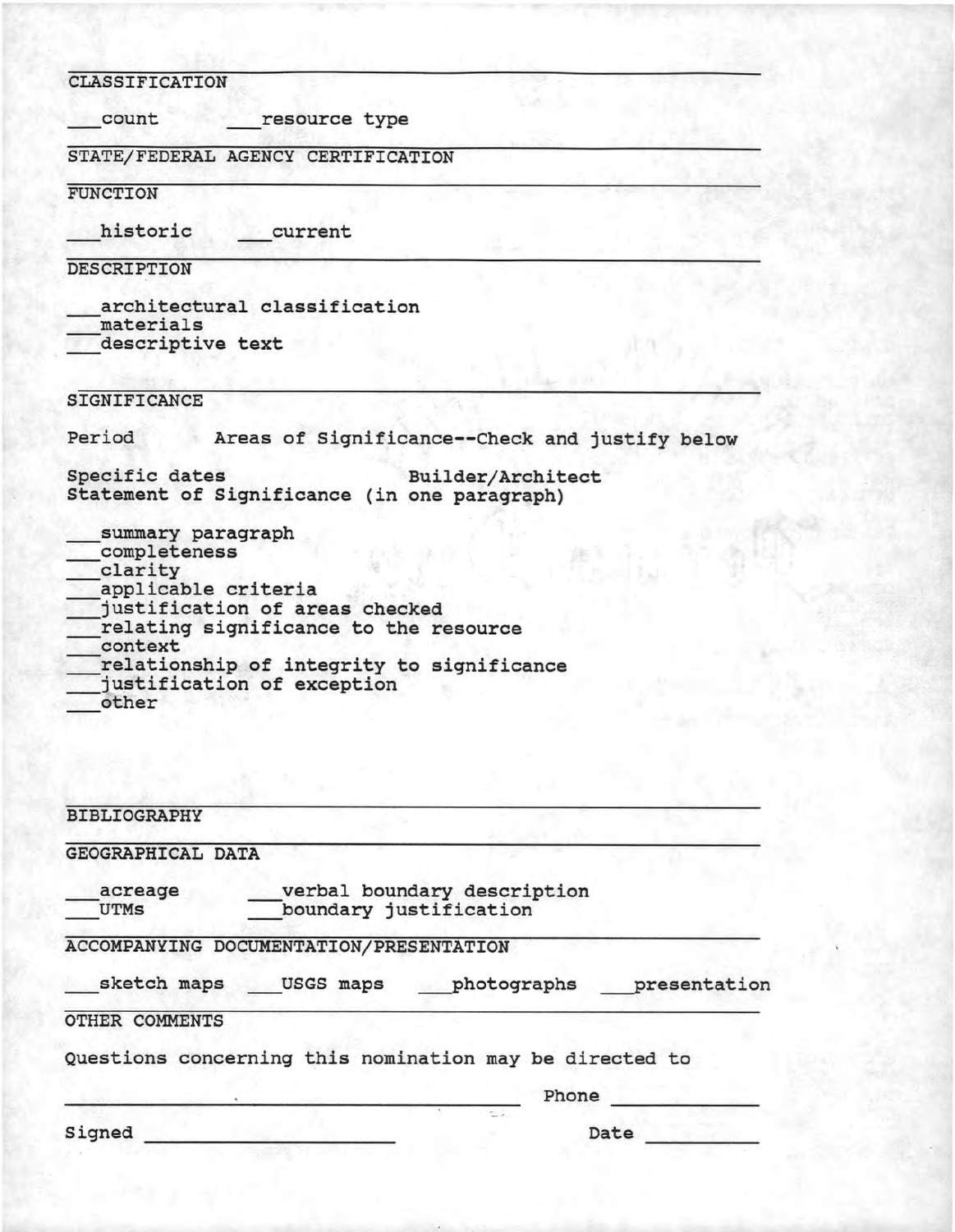## CLASSIFICATION

___count ___resource type

## STATE/FEDERAL AGENCY CERTIFICATION

## FUNCTION

___historic ___current

## DESCRIPTION

___architectural classification
___materials
___descriptive text

## SIGNIFICANCE

Period Areas of Significance--Check and justify below

Specific dates Builder/Architect
Statement of Significance (in one paragraph)

___summary paragraph
___completeness
___clarity
___applicable criteria
___justification of areas checked
___relating significance to the resource
___context
___relationship of integrity to significance
___justification of exception
___other

## BIBLIOGRAPHY

## GEOGRAPHICAL DATA

___acreage ___verbal boundary description
___UTMs ___boundary justification

## ACCOMPANYING DOCUMENTATION/PRESENTATION

___sketch maps ___USGS maps ___photographs ___presentation

## OTHER COMMENTS

Questions concerning this nomination may be directed to

_______________________________ Phone __________

Signed ____________________ Date __________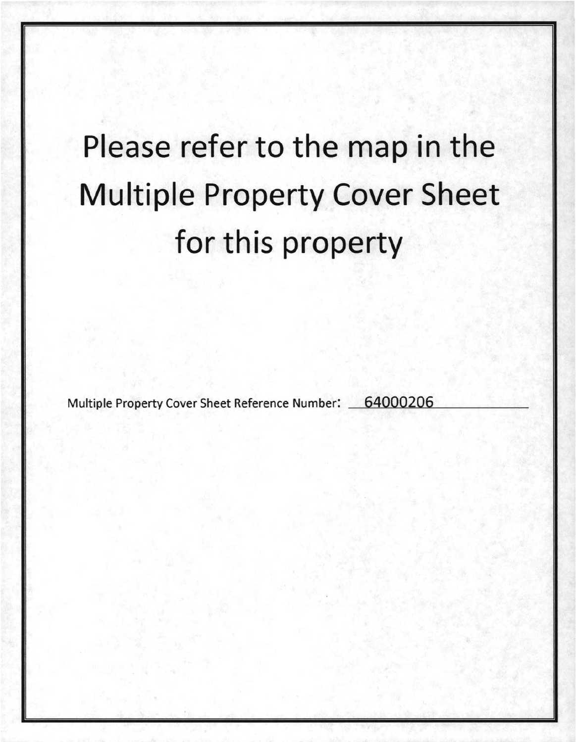# Please refer to the map in the Multiple Property Cover Sheet for this property

Multiple Property Cover Sheet Reference Number: 64000206